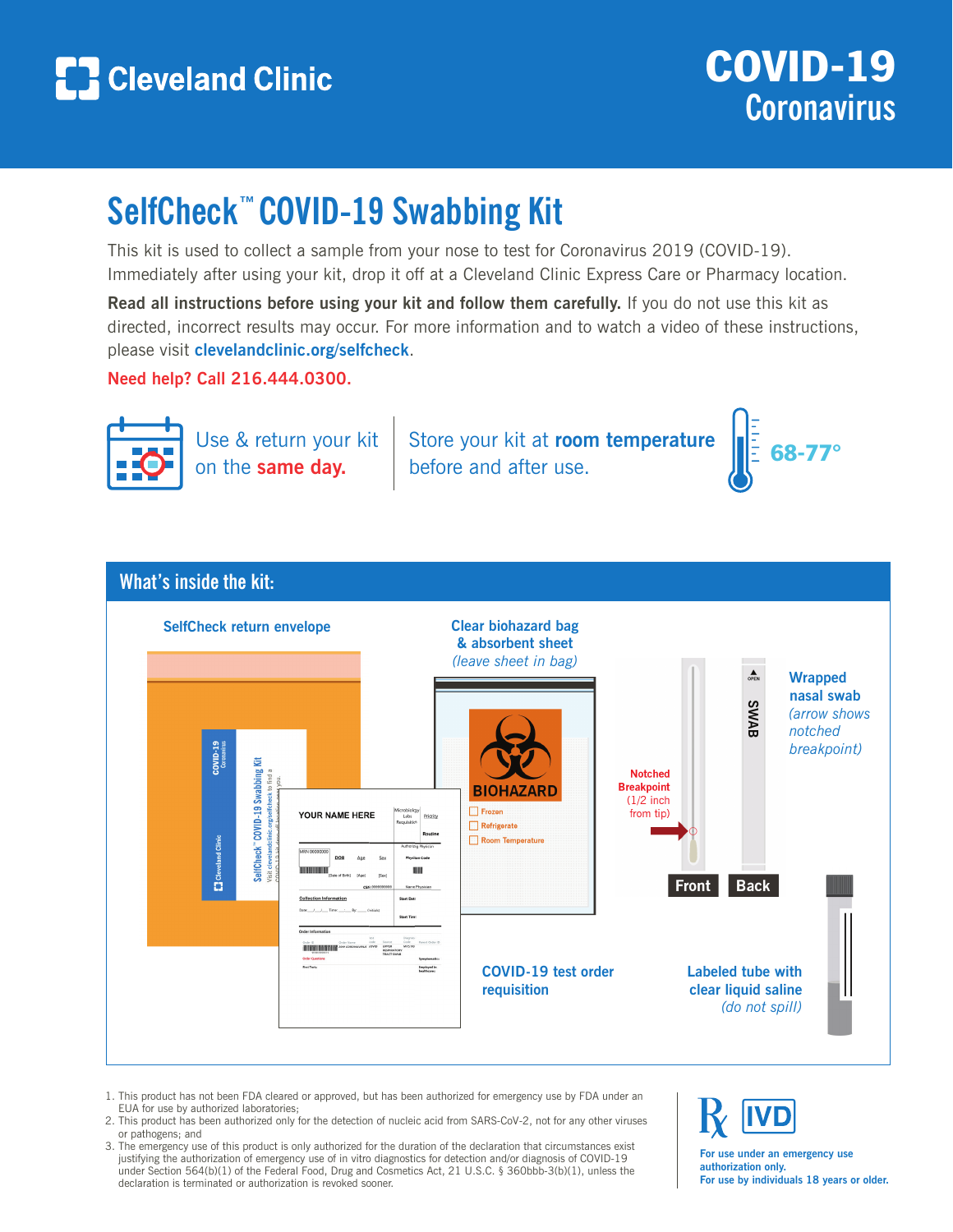# Cleveland Clinic

## COVID-19 Coronavirus

# SelfCheck™ COVID-19 Swabbing Kit

This kit is used to collect a sample from your nose to test for Coronavirus 2019 (COVID-19). Immediately after using your kit, drop it off at a Cleveland Clinic Express Care or Pharmacy location.

**Read all instructions before using your kit and follow them carefully.** If you do not use this kit as directed, incorrect results may occur. For more information and to watch a video of these instructions, please visit **clevelandclinic.org/selfcheck**.

**Need help? Call 216.444.0300.**

Use & return your kit on the **same day.**

Store your kit at **room temperature** before and after use. **68-77°**

## What's inside the kit:

- **SelfCheck return envelope**
- **Clear biohazard bag & absorbent sheet** *(leave sheet in bag)*
- **Wrapped nasal swab** *(arrow shows notched breakpoint)*
  - **Notched Breakpoint** (1/2 inch from tip)
  - Front / Back
- **COVID-19 test order requisition**
- **Labeled tube with clear liquid saline** *(do not spill)*

1. This product has not been FDA cleared or approved, but has been authorized for emergency use by FDA under an EUA for use by authorized laboratories;
2. This product has been authorized only for the detection of nucleic acid from SARS-CoV-2, not for any other viruses or pathogens; and
3. The emergency use of this product is only authorized for the duration of the declaration that circumstances exist justifying the authorization of emergency use of in vitro diagnostics for detection and/or diagnosis of COVID-19 under Section 564(b)(1) of the Federal Food, Drug and Cosmetics Act, 21 U.S.C. § 360bbb-3(b)(1), unless the declaration is terminated or authorization is revoked sooner.

℞ IVD

**For use under an emergency use authorization only.**
**For use by individuals 18 years or older.**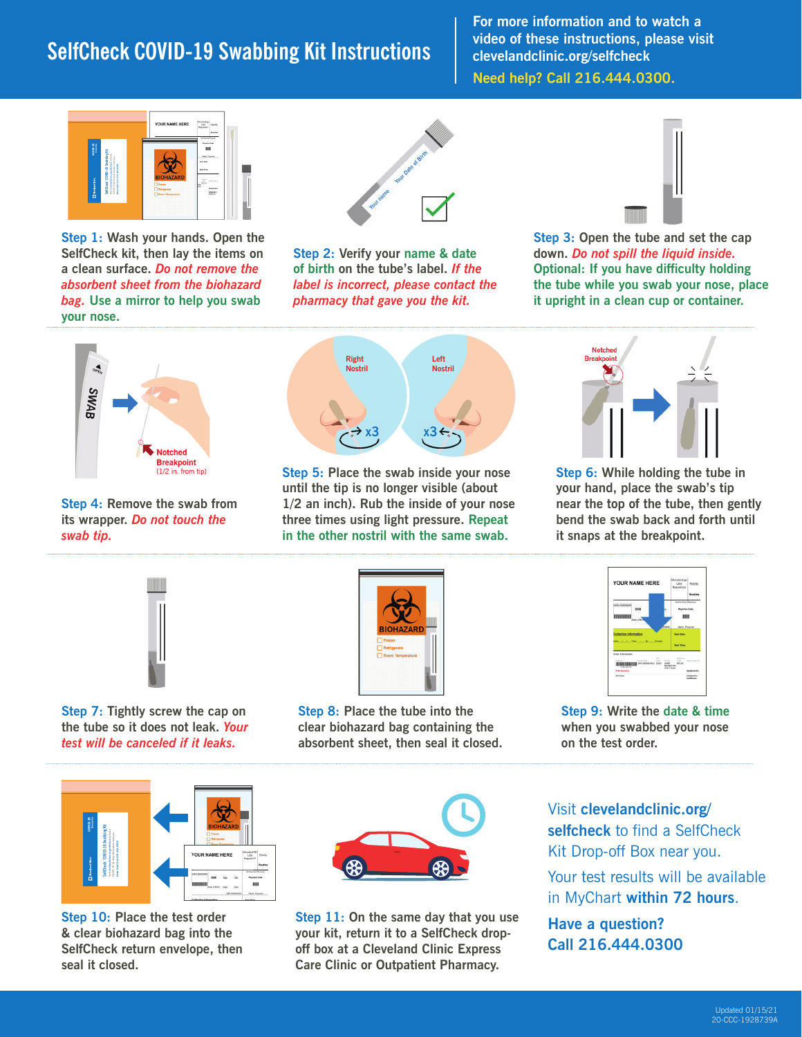# SelfCheck COVID-19 Swabbing Kit Instructions

For more information and to watch a video of these instructions, please visit clevelandclinic.org/selfcheck

**Need help? Call 216.444.0300.**

**Step 1:** Wash your hands. Open the SelfCheck kit, then lay the items on a clean surface. *Do not remove the absorbent sheet from the biohazard bag.* Use a mirror to help you swab your nose.

**Step 2:** Verify your name & date of birth on the tube's label. *If the label is incorrect, please contact the pharmacy that gave you the kit.*

**Step 3:** Open the tube and set the cap down. *Do not spill the liquid inside.* Optional: If you have difficulty holding the tube while you swab your nose, place it upright in a clean cup or container.

**Step 4:** Remove the swab from its wrapper. *Do not touch the swab tip.*

**Step 5:** Place the swab inside your nose until the tip is no longer visible (about 1/2 an inch). Rub the inside of your nose three times using light pressure. Repeat in the other nostril with the same swab.

**Step 6:** While holding the tube in your hand, place the swab's tip near the top of the tube, then gently bend the swab back and forth until it snaps at the breakpoint.

**Step 7:** Tightly screw the cap on the tube so it does not leak. *Your test will be canceled if it leaks.*

**Step 8:** Place the tube into the clear biohazard bag containing the absorbent sheet, then seal it closed.

**Step 9:** Write the date & time when you swabbed your nose on the test order.

**Step 10:** Place the test order & clear biohazard bag into the SelfCheck return envelope, then seal it closed.

**Step 11:** On the same day that you use your kit, return it to a SelfCheck drop-off box at a Cleveland Clinic Express Care Clinic or Outpatient Pharmacy.

Visit **clevelandclinic.org/selfcheck** to find a SelfCheck Kit Drop-off Box near you.

Your test results will be available in MyChart **within 72 hours**.

**Have a question? Call 216.444.0300**

Updated 01/15/21
20-CCC-1928739A